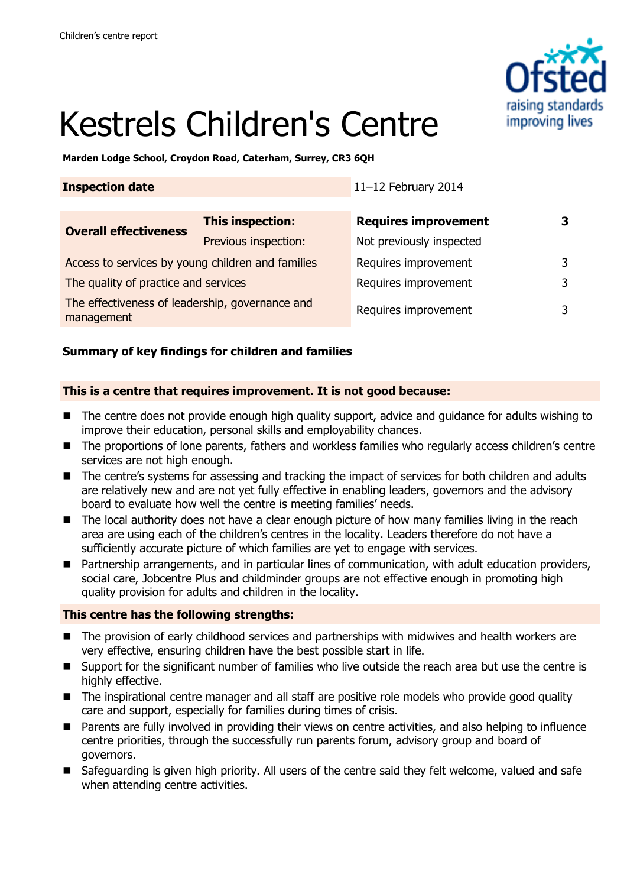Children's centre report

# Kestrels Children's Centre

**Marden Lodge School, Croydon Road, Caterham, Surrey, CR3 6QH**

| **Inspection date** | | 11–12 February 2014 | |
|---|---|---|---|
| **Overall effectiveness** | **This inspection:** | **Requires improvement** | **3** |
| | Previous inspection: | Not previously inspected | |
| Access to services by young children and families | | Requires improvement | 3 |
| The quality of practice and services | | Requires improvement | 3 |
| The effectiveness of leadership, governance and management | | Requires improvement | 3 |

### Summary of key findings for children and families

**This is a centre that requires improvement. It is not good because:**

- The centre does not provide enough high quality support, advice and guidance for adults wishing to improve their education, personal skills and employability chances.
- The proportions of lone parents, fathers and workless families who regularly access children's centre services are not high enough.
- The centre's systems for assessing and tracking the impact of services for both children and adults are relatively new and are not yet fully effective in enabling leaders, governors and the advisory board to evaluate how well the centre is meeting families' needs.
- The local authority does not have a clear enough picture of how many families living in the reach area are using each of the children's centres in the locality. Leaders therefore do not have a sufficiently accurate picture of which families are yet to engage with services.
- Partnership arrangements, and in particular lines of communication, with adult education providers, social care, Jobcentre Plus and childminder groups are not effective enough in promoting high quality provision for adults and children in the locality.

**This centre has the following strengths:**

- The provision of early childhood services and partnerships with midwives and health workers are very effective, ensuring children have the best possible start in life.
- Support for the significant number of families who live outside the reach area but use the centre is highly effective.
- The inspirational centre manager and all staff are positive role models who provide good quality care and support, especially for families during times of crisis.
- Parents are fully involved in providing their views on centre activities, and also helping to influence centre priorities, through the successfully run parents forum, advisory group and board of governors.
- Safeguarding is given high priority. All users of the centre said they felt welcome, valued and safe when attending centre activities.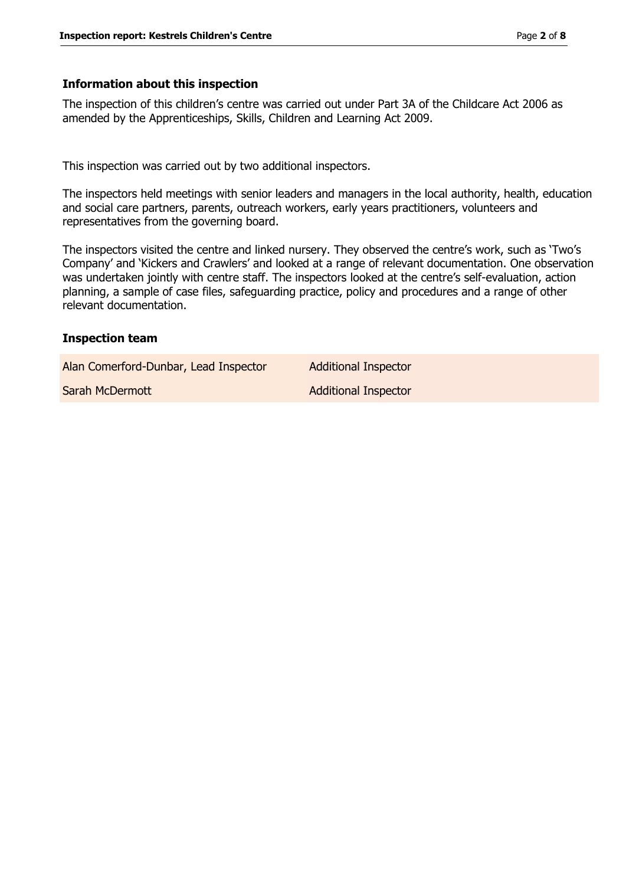## Information about this inspection

The inspection of this children's centre was carried out under Part 3A of the Childcare Act 2006 as amended by the Apprenticeships, Skills, Children and Learning Act 2009.

This inspection was carried out by two additional inspectors.

The inspectors held meetings with senior leaders and managers in the local authority, health, education and social care partners, parents, outreach workers, early years practitioners, volunteers and representatives from the governing board.

The inspectors visited the centre and linked nursery. They observed the centre's work, such as 'Two's Company' and 'Kickers and Crawlers' and looked at a range of relevant documentation. One observation was undertaken jointly with centre staff. The inspectors looked at the centre's self-evaluation, action planning, a sample of case files, safeguarding practice, policy and procedures and a range of other relevant documentation.

## Inspection team

| | |
|---|---|
| Alan Comerford-Dunbar, Lead Inspector | Additional Inspector |
| Sarah McDermott | Additional Inspector |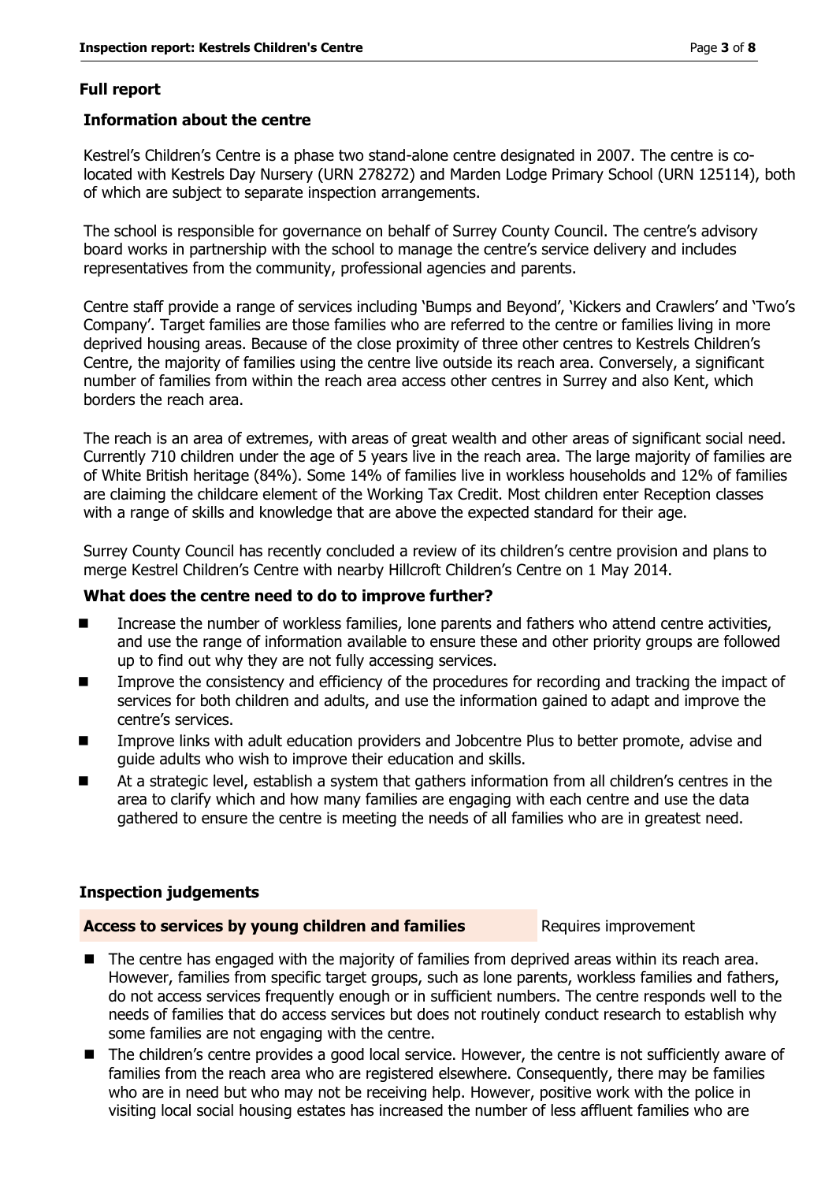## Full report

### Information about the centre

Kestrel's Children's Centre is a phase two stand-alone centre designated in 2007. The centre is co-located with Kestrels Day Nursery (URN 278272) and Marden Lodge Primary School (URN 125114), both of which are subject to separate inspection arrangements.

The school is responsible for governance on behalf of Surrey County Council. The centre's advisory board works in partnership with the school to manage the centre's service delivery and includes representatives from the community, professional agencies and parents.

Centre staff provide a range of services including 'Bumps and Beyond', 'Kickers and Crawlers' and 'Two's Company'. Target families are those families who are referred to the centre or families living in more deprived housing areas. Because of the close proximity of three other centres to Kestrels Children's Centre, the majority of families using the centre live outside its reach area. Conversely, a significant number of families from within the reach area access other centres in Surrey and also Kent, which borders the reach area.

The reach is an area of extremes, with areas of great wealth and other areas of significant social need. Currently 710 children under the age of 5 years live in the reach area. The large majority of families are of White British heritage (84%). Some 14% of families live in workless households and 12% of families are claiming the childcare element of the Working Tax Credit. Most children enter Reception classes with a range of skills and knowledge that are above the expected standard for their age.

Surrey County Council has recently concluded a review of its children's centre provision and plans to merge Kestrel Children's Centre with nearby Hillcroft Children's Centre on 1 May 2014.

### What does the centre need to do to improve further?

- Increase the number of workless families, lone parents and fathers who attend centre activities, and use the range of information available to ensure these and other priority groups are followed up to find out why they are not fully accessing services.
- Improve the consistency and efficiency of the procedures for recording and tracking the impact of services for both children and adults, and use the information gained to adapt and improve the centre's services.
- Improve links with adult education providers and Jobcentre Plus to better promote, advise and guide adults who wish to improve their education and skills.
- At a strategic level, establish a system that gathers information from all children's centres in the area to clarify which and how many families are engaging with each centre and use the data gathered to ensure the centre is meeting the needs of all families who are in greatest need.

## Inspection judgements

| **Access to services by young children and families** | Requires improvement |
| --- | --- |

- The centre has engaged with the majority of families from deprived areas within its reach area. However, families from specific target groups, such as lone parents, workless families and fathers, do not access services frequently enough or in sufficient numbers. The centre responds well to the needs of families that do access services but does not routinely conduct research to establish why some families are not engaging with the centre.
- The children's centre provides a good local service. However, the centre is not sufficiently aware of families from the reach area who are registered elsewhere. Consequently, there may be families who are in need but who may not be receiving help. However, positive work with the police in visiting local social housing estates has increased the number of less affluent families who are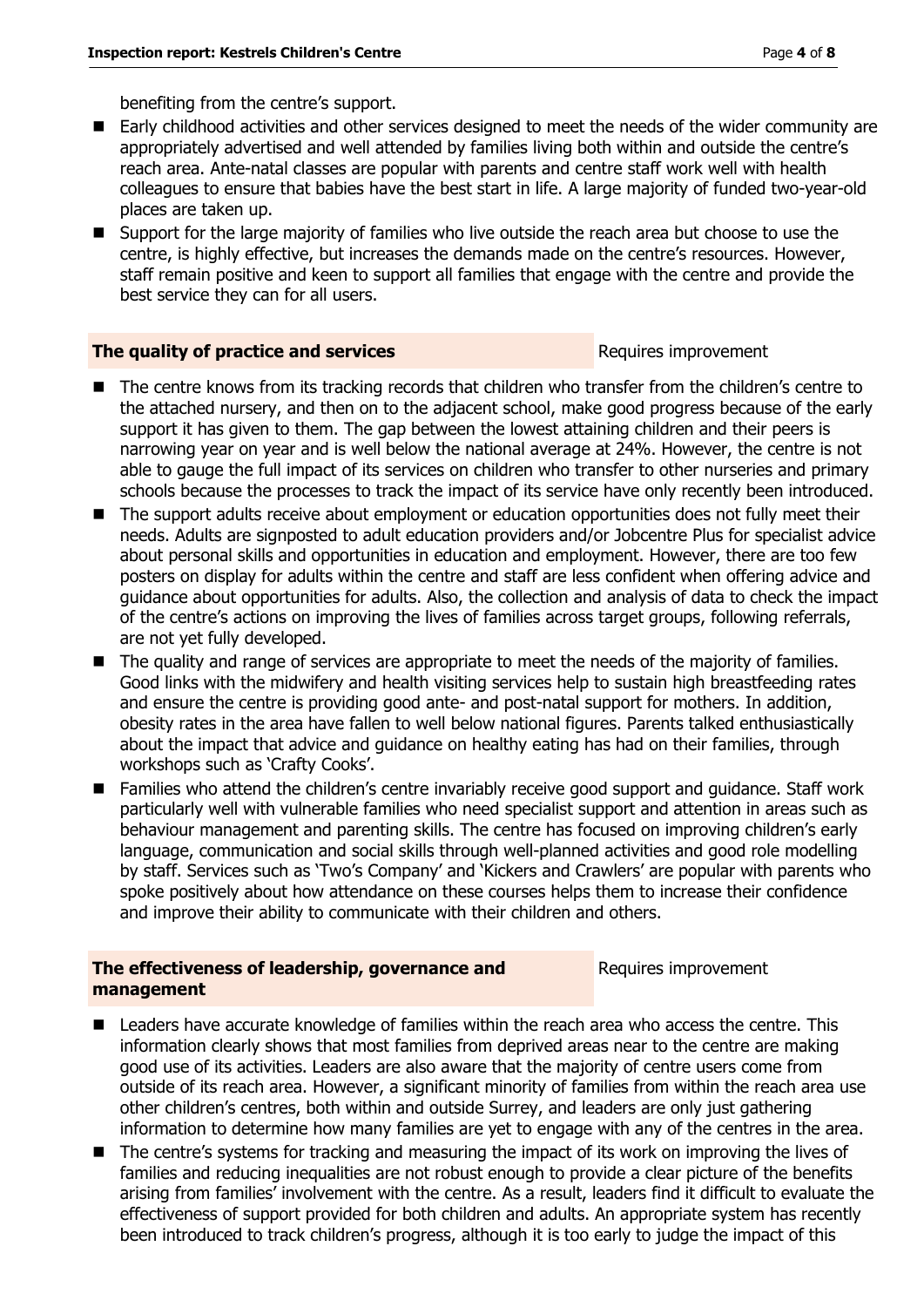benefiting from the centre's support.

- Early childhood activities and other services designed to meet the needs of the wider community are appropriately advertised and well attended by families living both within and outside the centre's reach area. Ante-natal classes are popular with parents and centre staff work well with health colleagues to ensure that babies have the best start in life. A large majority of funded two-year-old places are taken up.
- Support for the large majority of families who live outside the reach area but choose to use the centre, is highly effective, but increases the demands made on the centre's resources. However, staff remain positive and keen to support all families that engage with the centre and provide the best service they can for all users.

| **The quality of practice and services** | Requires improvement |
|---|---|

- The centre knows from its tracking records that children who transfer from the children's centre to the attached nursery, and then on to the adjacent school, make good progress because of the early support it has given to them. The gap between the lowest attaining children and their peers is narrowing year on year and is well below the national average at 24%. However, the centre is not able to gauge the full impact of its services on children who transfer to other nurseries and primary schools because the processes to track the impact of its service have only recently been introduced.
- The support adults receive about employment or education opportunities does not fully meet their needs. Adults are signposted to adult education providers and/or Jobcentre Plus for specialist advice about personal skills and opportunities in education and employment. However, there are too few posters on display for adults within the centre and staff are less confident when offering advice and guidance about opportunities for adults. Also, the collection and analysis of data to check the impact of the centre's actions on improving the lives of families across target groups, following referrals, are not yet fully developed.
- The quality and range of services are appropriate to meet the needs of the majority of families. Good links with the midwifery and health visiting services help to sustain high breastfeeding rates and ensure the centre is providing good ante- and post-natal support for mothers. In addition, obesity rates in the area have fallen to well below national figures. Parents talked enthusiastically about the impact that advice and guidance on healthy eating has had on their families, through workshops such as 'Crafty Cooks'.
- Families who attend the children's centre invariably receive good support and guidance. Staff work particularly well with vulnerable families who need specialist support and attention in areas such as behaviour management and parenting skills. The centre has focused on improving children's early language, communication and social skills through well-planned activities and good role modelling by staff. Services such as 'Two's Company' and 'Kickers and Crawlers' are popular with parents who spoke positively about how attendance on these courses helps them to increase their confidence and improve their ability to communicate with their children and others.

| **The effectiveness of leadership, governance and management** | Requires improvement |
|---|---|

- Leaders have accurate knowledge of families within the reach area who access the centre. This information clearly shows that most families from deprived areas near to the centre are making good use of its activities. Leaders are also aware that the majority of centre users come from outside of its reach area. However, a significant minority of families from within the reach area use other children's centres, both within and outside Surrey, and leaders are only just gathering information to determine how many families are yet to engage with any of the centres in the area.
- The centre's systems for tracking and measuring the impact of its work on improving the lives of families and reducing inequalities are not robust enough to provide a clear picture of the benefits arising from families' involvement with the centre. As a result, leaders find it difficult to evaluate the effectiveness of support provided for both children and adults. An appropriate system has recently been introduced to track children's progress, although it is too early to judge the impact of this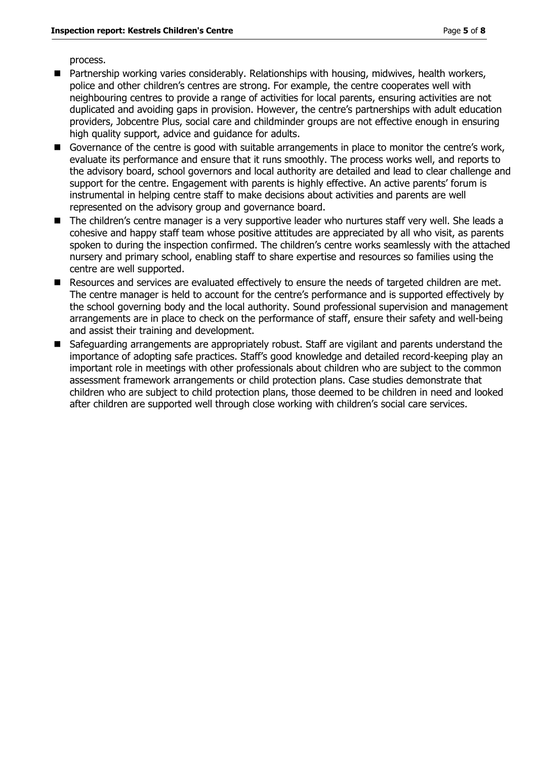process.

- Partnership working varies considerably. Relationships with housing, midwives, health workers, police and other children's centres are strong. For example, the centre cooperates well with neighbouring centres to provide a range of activities for local parents, ensuring activities are not duplicated and avoiding gaps in provision. However, the centre's partnerships with adult education providers, Jobcentre Plus, social care and childminder groups are not effective enough in ensuring high quality support, advice and guidance for adults.
- Governance of the centre is good with suitable arrangements in place to monitor the centre's work, evaluate its performance and ensure that it runs smoothly. The process works well, and reports to the advisory board, school governors and local authority are detailed and lead to clear challenge and support for the centre. Engagement with parents is highly effective. An active parents' forum is instrumental in helping centre staff to make decisions about activities and parents are well represented on the advisory group and governance board.
- The children's centre manager is a very supportive leader who nurtures staff very well. She leads a cohesive and happy staff team whose positive attitudes are appreciated by all who visit, as parents spoken to during the inspection confirmed. The children's centre works seamlessly with the attached nursery and primary school, enabling staff to share expertise and resources so families using the centre are well supported.
- Resources and services are evaluated effectively to ensure the needs of targeted children are met. The centre manager is held to account for the centre's performance and is supported effectively by the school governing body and the local authority. Sound professional supervision and management arrangements are in place to check on the performance of staff, ensure their safety and well-being and assist their training and development.
- Safeguarding arrangements are appropriately robust. Staff are vigilant and parents understand the importance of adopting safe practices. Staff's good knowledge and detailed record-keeping play an important role in meetings with other professionals about children who are subject to the common assessment framework arrangements or child protection plans. Case studies demonstrate that children who are subject to child protection plans, those deemed to be children in need and looked after children are supported well through close working with children's social care services.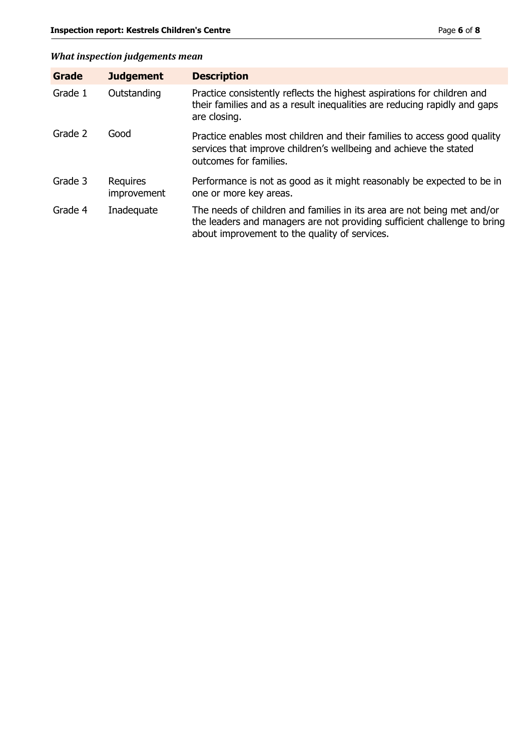### *What inspection judgements mean*

| Grade | Judgement | Description |
|---|---|---|
| Grade 1 | Outstanding | Practice consistently reflects the highest aspirations for children and their families and as a result inequalities are reducing rapidly and gaps are closing. |
| Grade 2 | Good | Practice enables most children and their families to access good quality services that improve children's wellbeing and achieve the stated outcomes for families. |
| Grade 3 | Requires improvement | Performance is not as good as it might reasonably be expected to be in one or more key areas. |
| Grade 4 | Inadequate | The needs of children and families in its area are not being met and/or the leaders and managers are not providing sufficient challenge to bring about improvement to the quality of services. |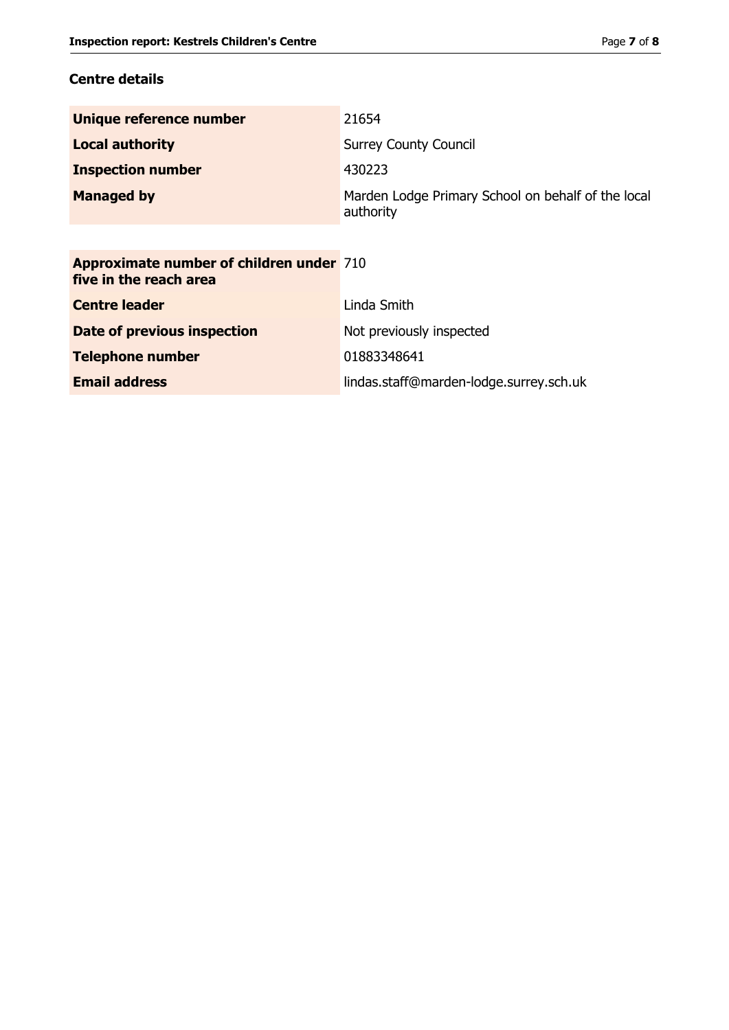## Centre details

| | |
|---|---|
| **Unique reference number** | 21654 |
| **Local authority** | Surrey County Council |
| **Inspection number** | 430223 |
| **Managed by** | Marden Lodge Primary School on behalf of the local authority |

| | |
|---|---|
| **Approximate number of children under five in the reach area** | 710 |
| **Centre leader** | Linda Smith |
| **Date of previous inspection** | Not previously inspected |
| **Telephone number** | 01883348641 |
| **Email address** | lindas.staff@marden-lodge.surrey.sch.uk |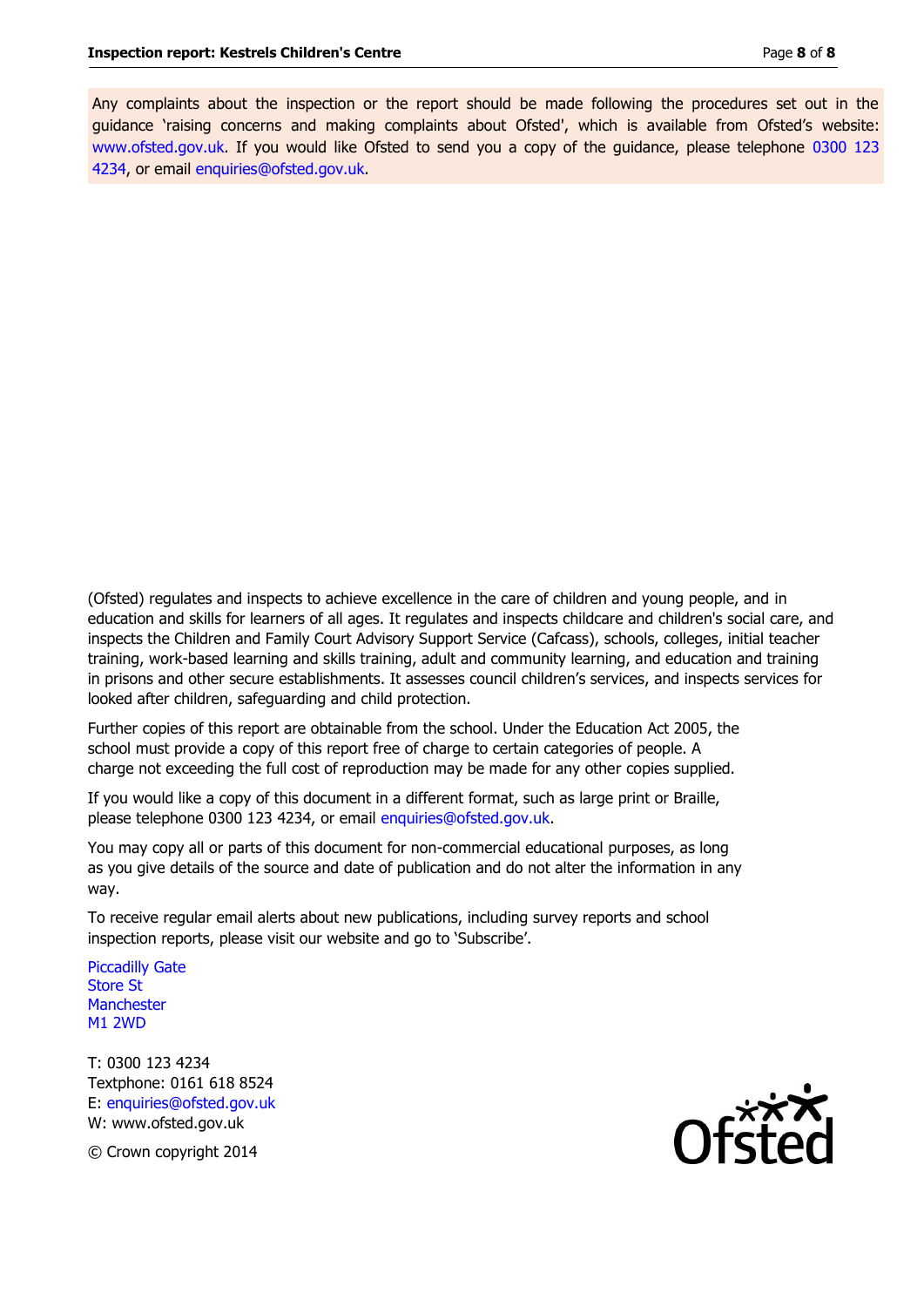Any complaints about the inspection or the report should be made following the procedures set out in the guidance 'raising concerns and making complaints about Ofsted', which is available from Ofsted's website: www.ofsted.gov.uk. If you would like Ofsted to send you a copy of the guidance, please telephone 0300 123 4234, or email enquiries@ofsted.gov.uk.

(Ofsted) regulates and inspects to achieve excellence in the care of children and young people, and in education and skills for learners of all ages. It regulates and inspects childcare and children's social care, and inspects the Children and Family Court Advisory Support Service (Cafcass), schools, colleges, initial teacher training, work-based learning and skills training, adult and community learning, and education and training in prisons and other secure establishments. It assesses council children's services, and inspects services for looked after children, safeguarding and child protection.

Further copies of this report are obtainable from the school. Under the Education Act 2005, the school must provide a copy of this report free of charge to certain categories of people. A charge not exceeding the full cost of reproduction may be made for any other copies supplied.

If you would like a copy of this document in a different format, such as large print or Braille, please telephone 0300 123 4234, or email enquiries@ofsted.gov.uk.

You may copy all or parts of this document for non-commercial educational purposes, as long as you give details of the source and date of publication and do not alter the information in any way.

To receive regular email alerts about new publications, including survey reports and school inspection reports, please visit our website and go to 'Subscribe'.

Piccadilly Gate
Store St
Manchester
M1 2WD

T: 0300 123 4234
Textphone: 0161 618 8524
E: enquiries@ofsted.gov.uk
W: www.ofsted.gov.uk

© Crown copyright 2014

Ofsted